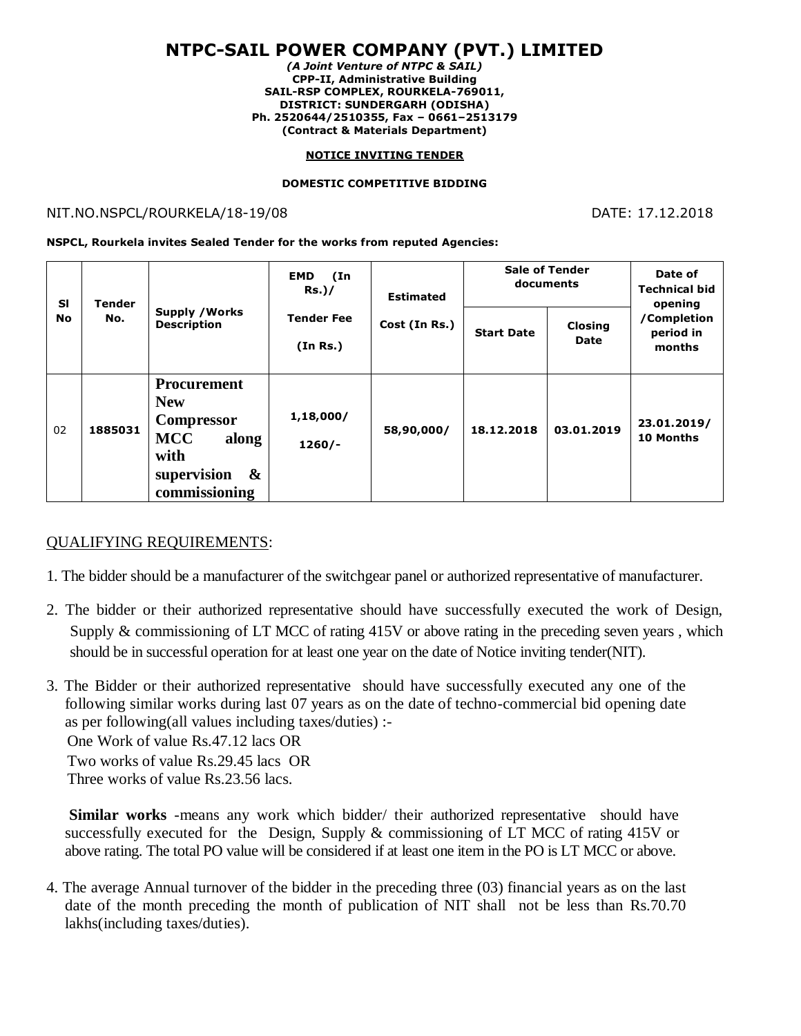# NTPC-SAIL POWER COMPANY (PVT.) LIMITED

*(A Joint Venture of NTPC & SAIL)*
**CPP-II, Administrative Building**
**SAIL-RSP COMPLEX, ROURKELA-769011,**
**DISTRICT: SUNDERGARH (ODISHA)**
**Ph. 2520644/2510355, Fax – 0661–2513179**
**(Contract & Materials Department)**

**NOTICE INVITING TENDER**

**DOMESTIC COMPETITIVE BIDDING**

NIT.NO.NSPCL/ROURKELA/18-19/08 DATE: 17.12.2018

**NSPCL, Rourkela invites Sealed Tender for the works from reputed Agencies:**

| Sl No | Tender No. | Supply /Works Description | EMD (In Rs.)/ Tender Fee (In Rs.) | Estimated Cost (In Rs.) | Sale of Tender documents | | Date of Technical bid opening /Completion period in months |
|---|---|---|---|---|---|---|---|
| | | | | | Start Date | Closing Date | |
| 02 | 1885031 | Procurement New Compressor MCC along with supervision & commissioning | 1,18,000/ 1260/- | 58,90,000/ | 18.12.2018 | 03.01.2019 | 23.01.2019/ 10 Months |

QUALIFYING REQUIREMENTS:

1. The bidder should be a manufacturer of the switchgear panel or authorized representative of manufacturer.

2. The bidder or their authorized representative should have successfully executed the work of Design, Supply & commissioning of LT MCC of rating 415V or above rating in the preceding seven years , which should be in successful operation for at least one year on the date of Notice inviting tender(NIT).

3. The Bidder or their authorized representative should have successfully executed any one of the following similar works during last 07 years as on the date of techno-commercial bid opening date as per following(all values including taxes/duties) :-
   One Work of value Rs.47.12 lacs OR
   Two works of value Rs.29.45 lacs OR
   Three works of value Rs.23.56 lacs.

   **Similar works** -means any work which bidder/ their authorized representative should have successfully executed for the Design, Supply & commissioning of LT MCC of rating 415V or above rating. The total PO value will be considered if at least one item in the PO is LT MCC or above.

4. The average Annual turnover of the bidder in the preceding three (03) financial years as on the last date of the month preceding the month of publication of NIT shall not be less than Rs.70.70 lakhs(including taxes/duties).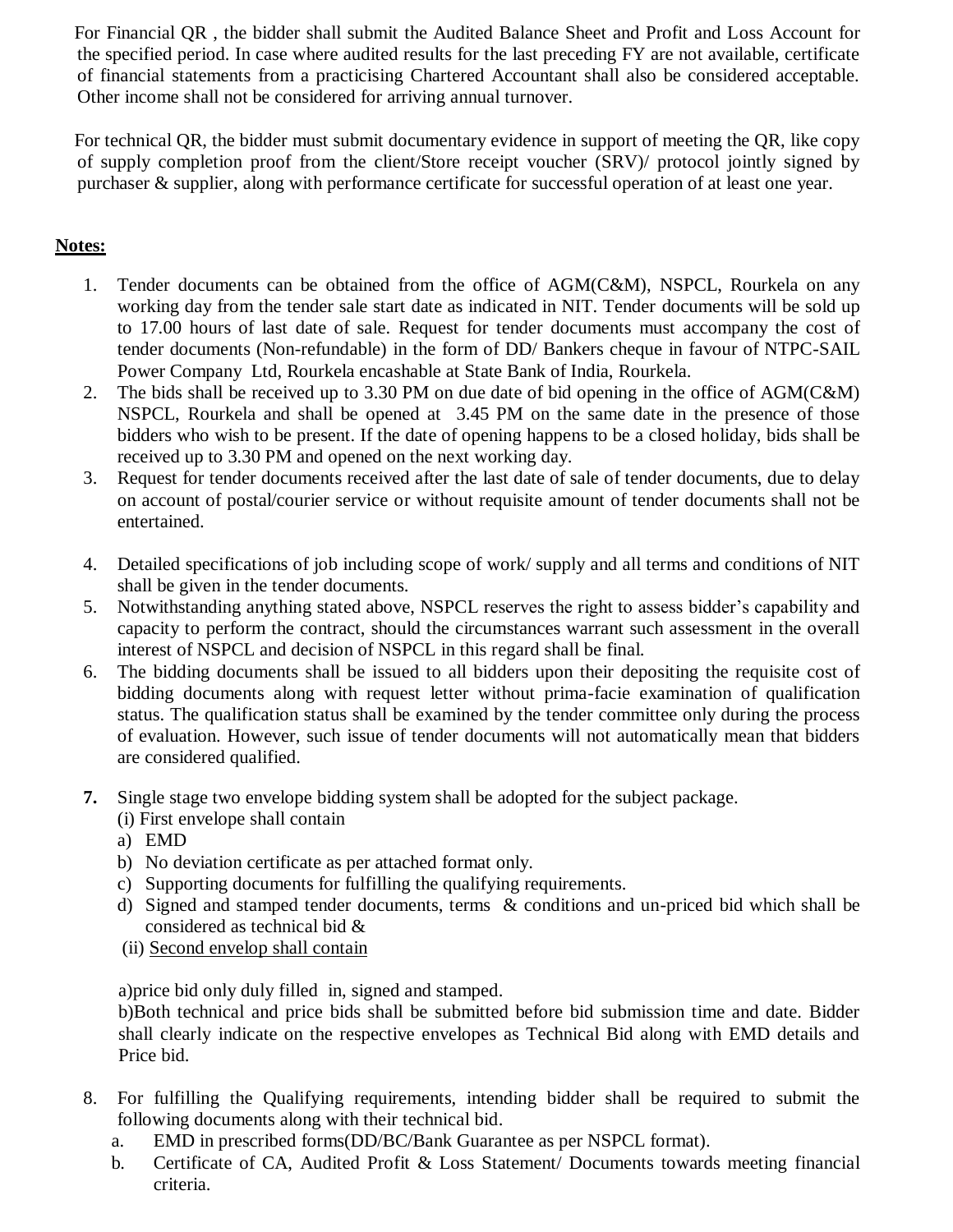For Financial QR , the bidder shall submit the Audited Balance Sheet and Profit and Loss Account for the specified period. In case where audited results for the last preceding FY are not available, certificate of financial statements from a practicising Chartered Accountant shall also be considered acceptable. Other income shall not be considered for arriving annual turnover.

For technical QR, the bidder must submit documentary evidence in support of meeting the QR, like copy of supply completion proof from the client/Store receipt voucher (SRV)/ protocol jointly signed by purchaser & supplier, along with performance certificate for successful operation of at least one year.

**Notes:**

1. Tender documents can be obtained from the office of AGM(C&M), NSPCL, Rourkela on any working day from the tender sale start date as indicated in NIT. Tender documents will be sold up to 17.00 hours of last date of sale. Request for tender documents must accompany the cost of tender documents (Non-refundable) in the form of DD/ Bankers cheque in favour of NTPC-SAIL Power Company Ltd, Rourkela encashable at State Bank of India, Rourkela.
2. The bids shall be received up to 3.30 PM on due date of bid opening in the office of AGM(C&M) NSPCL, Rourkela and shall be opened at 3.45 PM on the same date in the presence of those bidders who wish to be present. If the date of opening happens to be a closed holiday, bids shall be received up to 3.30 PM and opened on the next working day.
3. Request for tender documents received after the last date of sale of tender documents, due to delay on account of postal/courier service or without requisite amount of tender documents shall not be entertained.
4. Detailed specifications of job including scope of work/ supply and all terms and conditions of NIT shall be given in the tender documents.
5. Notwithstanding anything stated above, NSPCL reserves the right to assess bidder's capability and capacity to perform the contract, should the circumstances warrant such assessment in the overall interest of NSPCL and decision of NSPCL in this regard shall be final.
6. The bidding documents shall be issued to all bidders upon their depositing the requisite cost of bidding documents along with request letter without prima-facie examination of qualification status. The qualification status shall be examined by the tender committee only during the process of evaluation. However, such issue of tender documents will not automatically mean that bidders are considered qualified.
7. Single stage two envelope bidding system shall be adopted for the subject package.

   (i) First envelope shall contain

   a) EMD
   b) No deviation certificate as per attached format only.
   c) Supporting documents for fulfilling the qualifying requirements.
   d) Signed and stamped tender documents, terms & conditions and un-priced bid which shall be considered as technical bid &

   (ii) Second envelop shall contain

   a)price bid only duly filled in, signed and stamped.

   b)Both technical and price bids shall be submitted before bid submission time and date. Bidder shall clearly indicate on the respective envelopes as Technical Bid along with EMD details and Price bid.

8. For fulfilling the Qualifying requirements, intending bidder shall be required to submit the following documents along with their technical bid.

   a. EMD in prescribed forms(DD/BC/Bank Guarantee as per NSPCL format).
   b. Certificate of CA, Audited Profit & Loss Statement/ Documents towards meeting financial criteria.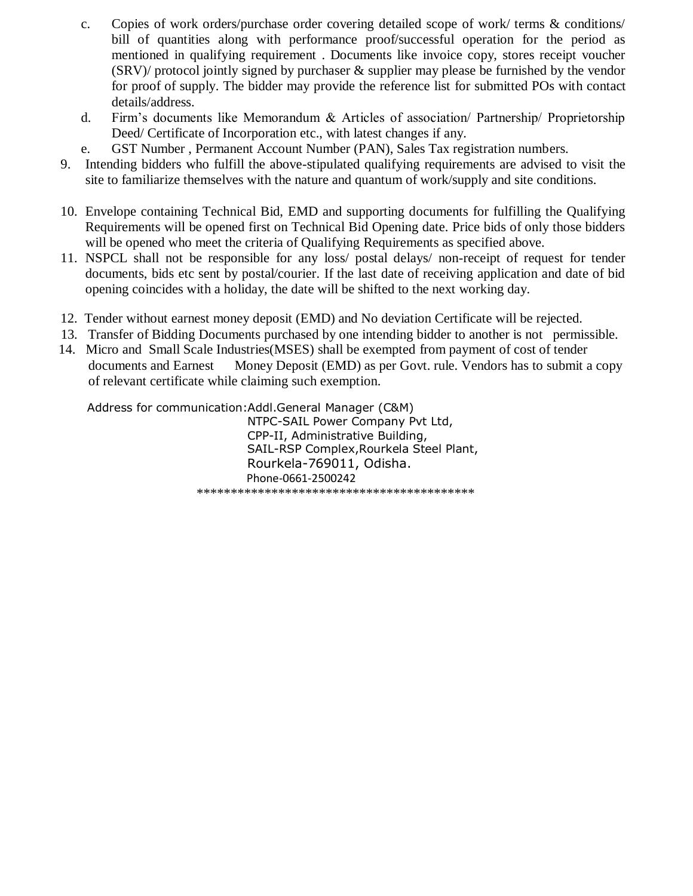c. Copies of work orders/purchase order covering detailed scope of work/ terms & conditions/ bill of quantities along with performance proof/successful operation for the period as mentioned in qualifying requirement . Documents like invoice copy, stores receipt voucher (SRV)/ protocol jointly signed by purchaser & supplier may please be furnished by the vendor for proof of supply. The bidder may provide the reference list for submitted POs with contact details/address.

d. Firm's documents like Memorandum & Articles of association/ Partnership/ Proprietorship Deed/ Certificate of Incorporation etc., with latest changes if any.

e. GST Number , Permanent Account Number (PAN), Sales Tax registration numbers.

9. Intending bidders who fulfill the above-stipulated qualifying requirements are advised to visit the site to familiarize themselves with the nature and quantum of work/supply and site conditions.

10. Envelope containing Technical Bid, EMD and supporting documents for fulfilling the Qualifying Requirements will be opened first on Technical Bid Opening date. Price bids of only those bidders will be opened who meet the criteria of Qualifying Requirements as specified above.

11. NSPCL shall not be responsible for any loss/ postal delays/ non-receipt of request for tender documents, bids etc sent by postal/courier. If the last date of receiving application and date of bid opening coincides with a holiday, the date will be shifted to the next working day.

12. Tender without earnest money deposit (EMD) and No deviation Certificate will be rejected.

13. Transfer of Bidding Documents purchased by one intending bidder to another is not permissible.

14. Micro and Small Scale Industries(MSES) shall be exempted from payment of cost of tender documents and Earnest Money Deposit (EMD) as per Govt. rule. Vendors has to submit a copy of relevant certificate while claiming such exemption.

Address for communication:Addl.General Manager (C&M)
NTPC-SAIL Power Company Pvt Ltd,
CPP-II, Administrative Building,
SAIL-RSP Complex,Rourkela Steel Plant,
Rourkela-769011, Odisha.
Phone-0661-2500242

*****************************************